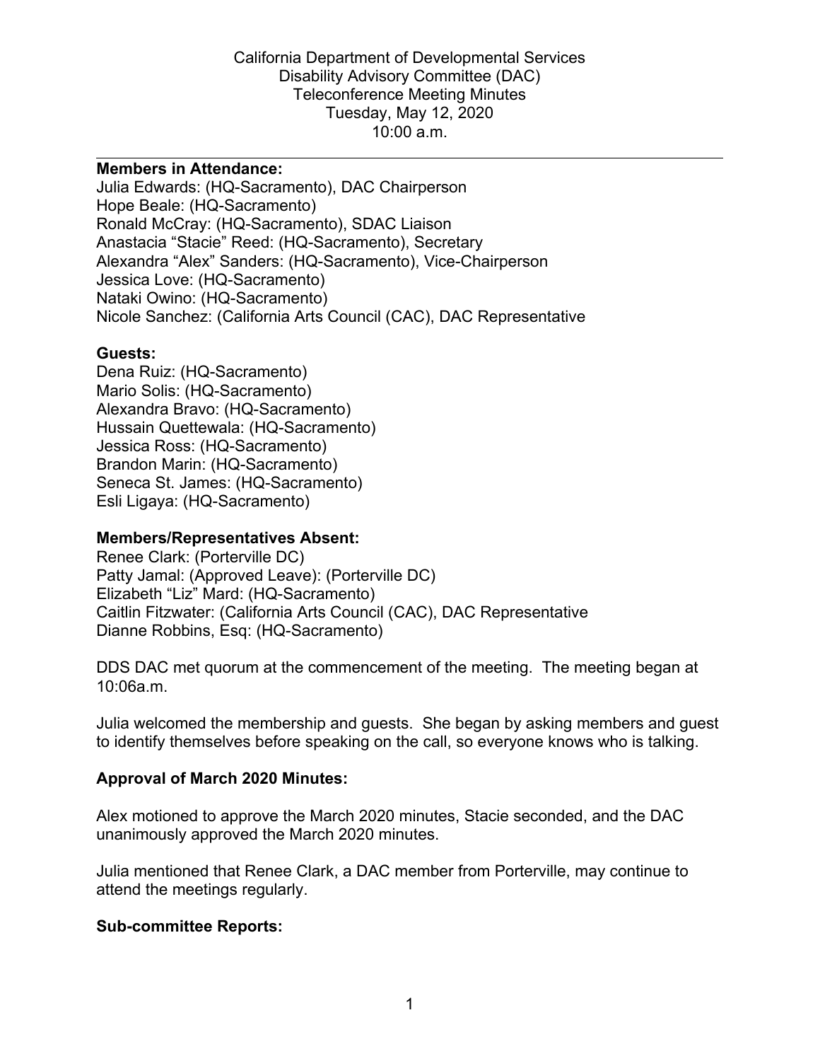California Department of Developmental Services
Disability Advisory Committee (DAC)
Teleconference Meeting Minutes
Tuesday, May 12, 2020
10:00 a.m.

---

**Members in Attendance:**
Julia Edwards: (HQ-Sacramento), DAC Chairperson
Hope Beale: (HQ-Sacramento)
Ronald McCray: (HQ-Sacramento), SDAC Liaison
Anastacia “Stacie” Reed: (HQ-Sacramento), Secretary
Alexandra “Alex” Sanders: (HQ-Sacramento), Vice-Chairperson
Jessica Love: (HQ-Sacramento)
Nataki Owino: (HQ-Sacramento)
Nicole Sanchez: (California Arts Council (CAC), DAC Representative

**Guests:**
Dena Ruiz: (HQ-Sacramento)
Mario Solis: (HQ-Sacramento)
Alexandra Bravo: (HQ-Sacramento)
Hussain Quettewala: (HQ-Sacramento)
Jessica Ross: (HQ-Sacramento)
Brandon Marin: (HQ-Sacramento)
Seneca St. James: (HQ-Sacramento)
Esli Ligaya: (HQ-Sacramento)

**Members/Representatives Absent:**
Renee Clark: (Porterville DC)
Patty Jamal: (Approved Leave): (Porterville DC)
Elizabeth “Liz” Mard: (HQ-Sacramento)
Caitlin Fitzwater: (California Arts Council (CAC), DAC Representative
Dianne Robbins, Esq: (HQ-Sacramento)

DDS DAC met quorum at the commencement of the meeting. The meeting began at 10:06a.m.

Julia welcomed the membership and guests. She began by asking members and guest to identify themselves before speaking on the call, so everyone knows who is talking.

**Approval of March 2020 Minutes:**

Alex motioned to approve the March 2020 minutes, Stacie seconded, and the DAC unanimously approved the March 2020 minutes.

Julia mentioned that Renee Clark, a DAC member from Porterville, may continue to attend the meetings regularly.

**Sub-committee Reports:**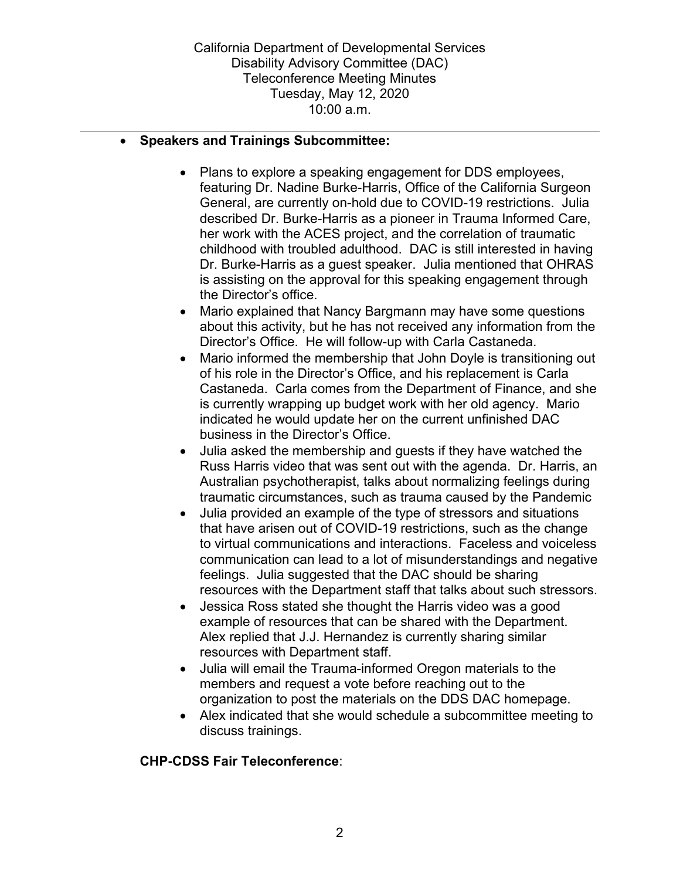- **Speakers and Trainings Subcommittee:**

  - Plans to explore a speaking engagement for DDS employees, featuring Dr. Nadine Burke-Harris, Office of the California Surgeon General, are currently on-hold due to COVID-19 restrictions. Julia described Dr. Burke-Harris as a pioneer in Trauma Informed Care, her work with the ACES project, and the correlation of traumatic childhood with troubled adulthood. DAC is still interested in having Dr. Burke-Harris as a guest speaker. Julia mentioned that OHRAS is assisting on the approval for this speaking engagement through the Director's office.
  - Mario explained that Nancy Bargmann may have some questions about this activity, but he has not received any information from the Director's Office. He will follow-up with Carla Castaneda.
  - Mario informed the membership that John Doyle is transitioning out of his role in the Director's Office, and his replacement is Carla Castaneda. Carla comes from the Department of Finance, and she is currently wrapping up budget work with her old agency. Mario indicated he would update her on the current unfinished DAC business in the Director's Office.
  - Julia asked the membership and guests if they have watched the Russ Harris video that was sent out with the agenda. Dr. Harris, an Australian psychotherapist, talks about normalizing feelings during traumatic circumstances, such as trauma caused by the Pandemic
  - Julia provided an example of the type of stressors and situations that have arisen out of COVID-19 restrictions, such as the change to virtual communications and interactions. Faceless and voiceless communication can lead to a lot of misunderstandings and negative feelings. Julia suggested that the DAC should be sharing resources with the Department staff that talks about such stressors.
  - Jessica Ross stated she thought the Harris video was a good example of resources that can be shared with the Department. Alex replied that J.J. Hernandez is currently sharing similar resources with Department staff.
  - Julia will email the Trauma-informed Oregon materials to the members and request a vote before reaching out to the organization to post the materials on the DDS DAC homepage.
  - Alex indicated that she would schedule a subcommittee meeting to discuss trainings.

**CHP-CDSS Fair Teleconference**: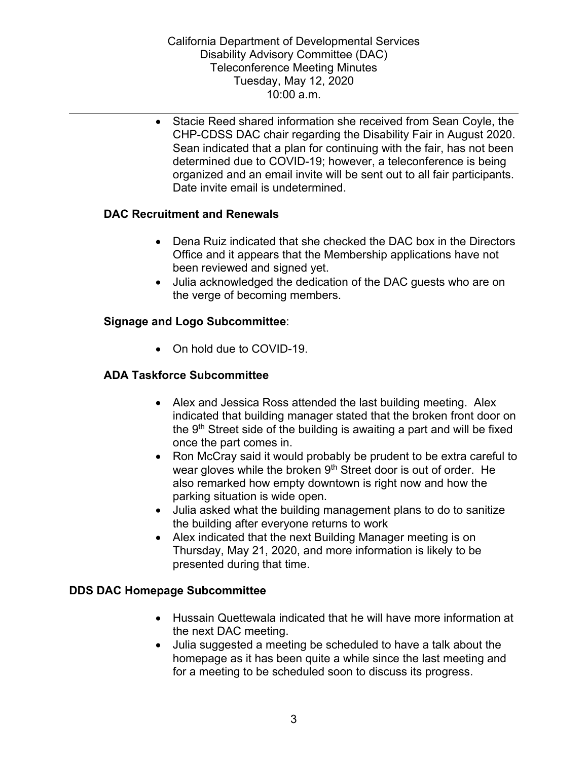- Stacie Reed shared information she received from Sean Coyle, the CHP-CDSS DAC chair regarding the Disability Fair in August 2020. Sean indicated that a plan for continuing with the fair, has not been determined due to COVID-19; however, a teleconference is being organized and an email invite will be sent out to all fair participants. Date invite email is undetermined.

**DAC Recruitment and Renewals**

- Dena Ruiz indicated that she checked the DAC box in the Directors Office and it appears that the Membership applications have not been reviewed and signed yet.
- Julia acknowledged the dedication of the DAC guests who are on the verge of becoming members.

**Signage and Logo Subcommittee**:

- On hold due to COVID-19.

**ADA Taskforce Subcommittee**

- Alex and Jessica Ross attended the last building meeting. Alex indicated that building manager stated that the broken front door on the 9th Street side of the building is awaiting a part and will be fixed once the part comes in.
- Ron McCray said it would probably be prudent to be extra careful to wear gloves while the broken 9th Street door is out of order. He also remarked how empty downtown is right now and how the parking situation is wide open.
- Julia asked what the building management plans to do to sanitize the building after everyone returns to work
- Alex indicated that the next Building Manager meeting is on Thursday, May 21, 2020, and more information is likely to be presented during that time.

**DDS DAC Homepage Subcommittee**

- Hussain Quettewala indicated that he will have more information at the next DAC meeting.
- Julia suggested a meeting be scheduled to have a talk about the homepage as it has been quite a while since the last meeting and for a meeting to be scheduled soon to discuss its progress.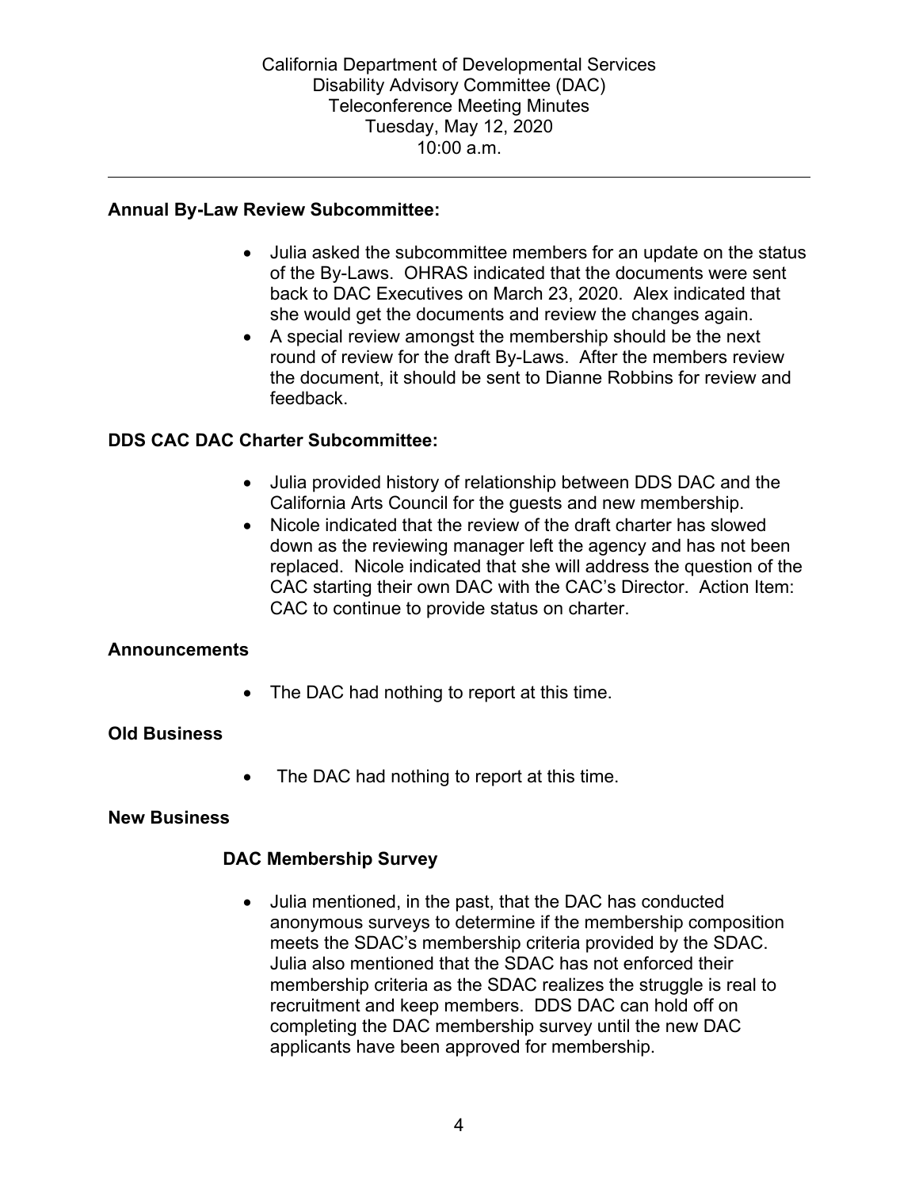**Annual By-Law Review Subcommittee:**

- Julia asked the subcommittee members for an update on the status of the By-Laws. OHRAS indicated that the documents were sent back to DAC Executives on March 23, 2020. Alex indicated that she would get the documents and review the changes again.
- A special review amongst the membership should be the next round of review for the draft By-Laws. After the members review the document, it should be sent to Dianne Robbins for review and feedback.

**DDS CAC DAC Charter Subcommittee:**

- Julia provided history of relationship between DDS DAC and the California Arts Council for the guests and new membership.
- Nicole indicated that the review of the draft charter has slowed down as the reviewing manager left the agency and has not been replaced. Nicole indicated that she will address the question of the CAC starting their own DAC with the CAC's Director. Action Item: CAC to continue to provide status on charter.

**Announcements**

- The DAC had nothing to report at this time.

**Old Business**

- The DAC had nothing to report at this time.

**New Business**

**DAC Membership Survey**

- Julia mentioned, in the past, that the DAC has conducted anonymous surveys to determine if the membership composition meets the SDAC's membership criteria provided by the SDAC. Julia also mentioned that the SDAC has not enforced their membership criteria as the SDAC realizes the struggle is real to recruitment and keep members. DDS DAC can hold off on completing the DAC membership survey until the new DAC applicants have been approved for membership.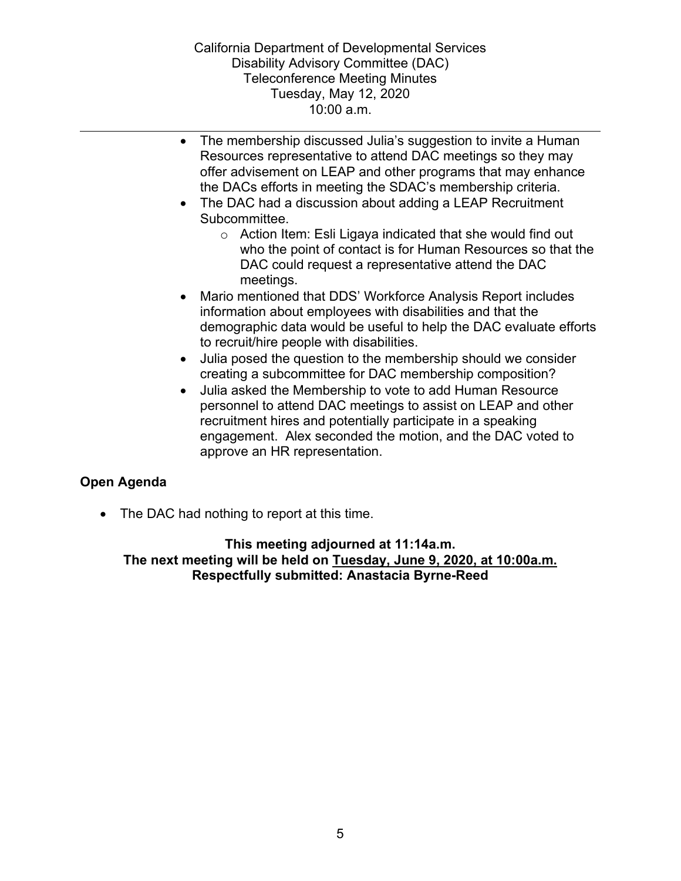- The membership discussed Julia's suggestion to invite a Human Resources representative to attend DAC meetings so they may offer advisement on LEAP and other programs that may enhance the DACs efforts in meeting the SDAC's membership criteria.
- The DAC had a discussion about adding a LEAP Recruitment Subcommittee.
  - Action Item: Esli Ligaya indicated that she would find out who the point of contact is for Human Resources so that the DAC could request a representative attend the DAC meetings.
- Mario mentioned that DDS' Workforce Analysis Report includes information about employees with disabilities and that the demographic data would be useful to help the DAC evaluate efforts to recruit/hire people with disabilities.
- Julia posed the question to the membership should we consider creating a subcommittee for DAC membership composition?
- Julia asked the Membership to vote to add Human Resource personnel to attend DAC meetings to assist on LEAP and other recruitment hires and potentially participate in a speaking engagement. Alex seconded the motion, and the DAC voted to approve an HR representation.

## Open Agenda

- The DAC had nothing to report at this time.

**This meeting adjourned at 11:14a.m.**
**The next meeting will be held on Tuesday, June 9, 2020, at 10:00a.m.**
**Respectfully submitted: Anastacia Byrne-Reed**